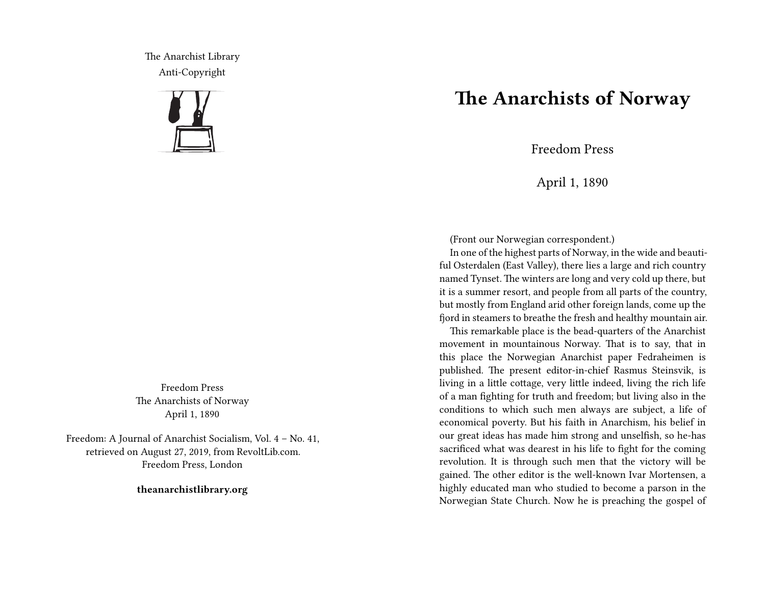The Anarchist Library
Anti-Copyright

Freedom Press
The Anarchists of Norway
April 1, 1890

Freedom: A Journal of Anarchist Socialism, Vol. 4 – No. 41, retrieved on August 27, 2019, from RevoltLib.com.
Freedom Press, London

**theanarchistlibrary.org**

# The Anarchists of Norway

Freedom Press

April 1, 1890

(Front our Norwegian correspondent.)

In one of the highest parts of Norway, in the wide and beautiful Osterdalen (East Valley), there lies a large and rich country named Tynset. The winters are long and very cold up there, but it is a summer resort, and people from all parts of the country, but mostly from England arid other foreign lands, come up the fjord in steamers to breathe the fresh and healthy mountain air.

This remarkable place is the bead-quarters of the Anarchist movement in mountainous Norway. That is to say, that in this place the Norwegian Anarchist paper Fedraheimen is published. The present editor-in-chief Rasmus Steinsvik, is living in a little cottage, very little indeed, living the rich life of a man fighting for truth and freedom; but living also in the conditions to which such men always are subject, a life of economical poverty. But his faith in Anarchism, his belief in our great ideas has made him strong and unselfish, so he-has sacrificed what was dearest in his life to fight for the coming revolution. It is through such men that the victory will be gained. The other editor is the well-known Ivar Mortensen, a highly educated man who studied to become a parson in the Norwegian State Church. Now he is preaching the gospel of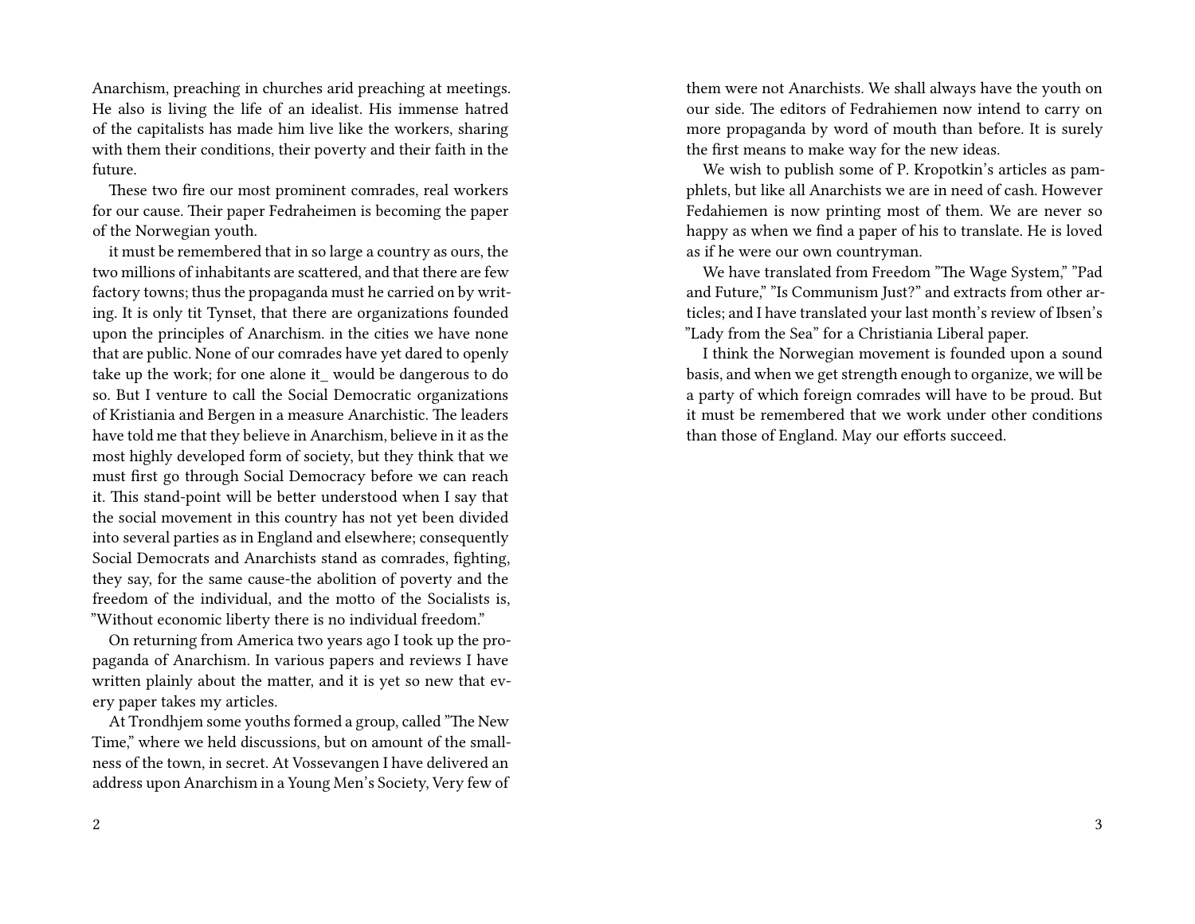Anarchism, preaching in churches arid preaching at meetings. He also is living the life of an idealist. His immense hatred of the capitalists has made him live like the workers, sharing with them their conditions, their poverty and their faith in the future.

These two fire our most prominent comrades, real workers for our cause. Their paper Fedraheimen is becoming the paper of the Norwegian youth.

it must be remembered that in so large a country as ours, the two millions of inhabitants are scattered, and that there are few factory towns; thus the propaganda must he carried on by writing. It is only tit Tynset, that there are organizations founded upon the principles of Anarchism. in the cities we have none that are public. None of our comrades have yet dared to openly take up the work; for one alone it_ would be dangerous to do so. But I venture to call the Social Democratic organizations of Kristiania and Bergen in a measure Anarchistic. The leaders have told me that they believe in Anarchism, believe in it as the most highly developed form of society, but they think that we must first go through Social Democracy before we can reach it. This stand-point will be better understood when I say that the social movement in this country has not yet been divided into several parties as in England and elsewhere; consequently Social Democrats and Anarchists stand as comrades, fighting, they say, for the same cause-the abolition of poverty and the freedom of the individual, and the motto of the Socialists is, "Without economic liberty there is no individual freedom."

On returning from America two years ago I took up the propaganda of Anarchism. In various papers and reviews I have written plainly about the matter, and it is yet so new that every paper takes my articles.

At Trondhjem some youths formed a group, called "The New Time," where we held discussions, but on amount of the smallness of the town, in secret. At Vossevangen I have delivered an address upon Anarchism in a Young Men's Society, Very few of them were not Anarchists. We shall always have the youth on our side. The editors of Fedrahiemen now intend to carry on more propaganda by word of mouth than before. It is surely the first means to make way for the new ideas.

We wish to publish some of P. Kropotkin's articles as pamphlets, but like all Anarchists we are in need of cash. However Fedahiemen is now printing most of them. We are never so happy as when we find a paper of his to translate. He is loved as if he were our own countryman.

We have translated from Freedom "The Wage System," "Pad and Future," "Is Communism Just?" and extracts from other articles; and I have translated your last month's review of Ibsen's "Lady from the Sea" for a Christiania Liberal paper.

I think the Norwegian movement is founded upon a sound basis, and when we get strength enough to organize, we will be a party of which foreign comrades will have to be proud. But it must be remembered that we work under other conditions than those of England. May our efforts succeed.